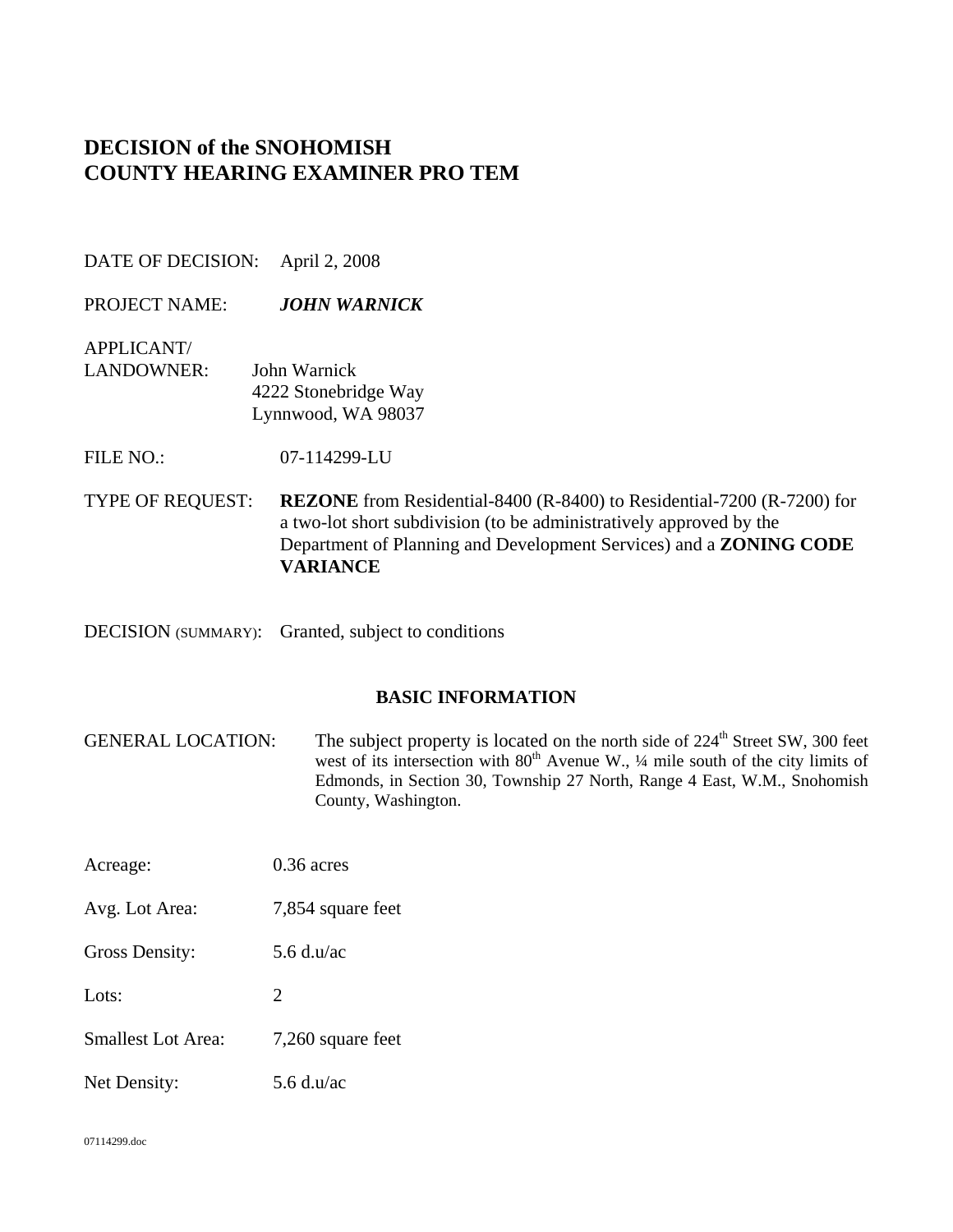# DECISION of the SNOHOMISH COUNTY HEARING EXAMINER PRO TEM

DATE OF DECISION: April 2, 2008

PROJECT NAME: ***JOHN WARNICK***

APPLICANT/
LANDOWNER: John Warnick
4222 Stonebridge Way
Lynnwood, WA 98037

FILE NO.: 07-114299-LU

TYPE OF REQUEST: **REZONE** from Residential-8400 (R-8400) to Residential-7200 (R-7200) for a two-lot short subdivision (to be administratively approved by the Department of Planning and Development Services) and a **ZONING CODE VARIANCE**

DECISION (SUMMARY): Granted, subject to conditions

## BASIC INFORMATION

GENERAL LOCATION: The subject property is located on the north side of 224th Street SW, 300 feet west of its intersection with 80th Avenue W., ¼ mile south of the city limits of Edmonds, in Section 30, Township 27 North, Range 4 East, W.M., Snohomish County, Washington.

Acreage: 0.36 acres

Avg. Lot Area: 7,854 square feet

Gross Density: 5.6 d.u/ac

Lots: 2

Smallest Lot Area: 7,260 square feet

Net Density: 5.6 d.u/ac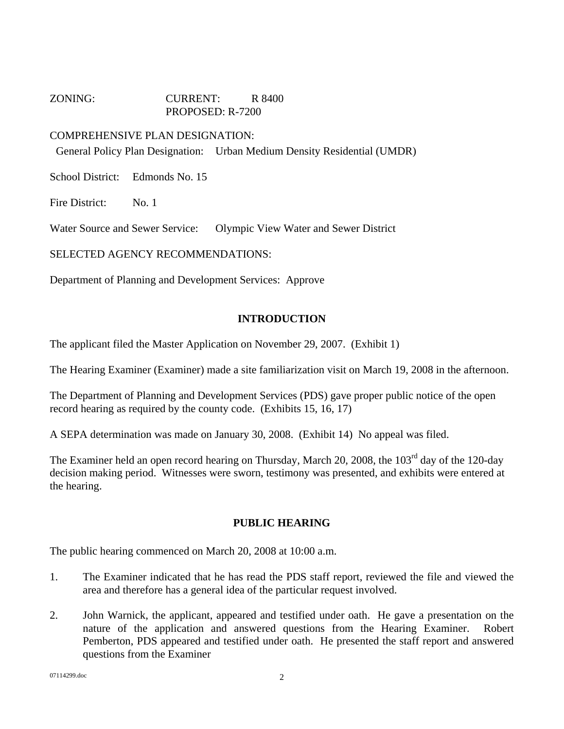ZONING: CURRENT: R 8400
PROPOSED: R-7200

COMPREHENSIVE PLAN DESIGNATION:
General Policy Plan Designation: Urban Medium Density Residential (UMDR)

School District: Edmonds No. 15

Fire District: No. 1

Water Source and Sewer Service: Olympic View Water and Sewer District

SELECTED AGENCY RECOMMENDATIONS:

Department of Planning and Development Services: Approve

## INTRODUCTION

The applicant filed the Master Application on November 29, 2007. (Exhibit 1)

The Hearing Examiner (Examiner) made a site familiarization visit on March 19, 2008 in the afternoon.

The Department of Planning and Development Services (PDS) gave proper public notice of the open record hearing as required by the county code. (Exhibits 15, 16, 17)

A SEPA determination was made on January 30, 2008. (Exhibit 14) No appeal was filed.

The Examiner held an open record hearing on Thursday, March 20, 2008, the 103rd day of the 120-day decision making period. Witnesses were sworn, testimony was presented, and exhibits were entered at the hearing.

## PUBLIC HEARING

The public hearing commenced on March 20, 2008 at 10:00 a.m.

1. The Examiner indicated that he has read the PDS staff report, reviewed the file and viewed the area and therefore has a general idea of the particular request involved.

2. John Warnick, the applicant, appeared and testified under oath. He gave a presentation on the nature of the application and answered questions from the Hearing Examiner. Robert Pemberton, PDS appeared and testified under oath. He presented the staff report and answered questions from the Examiner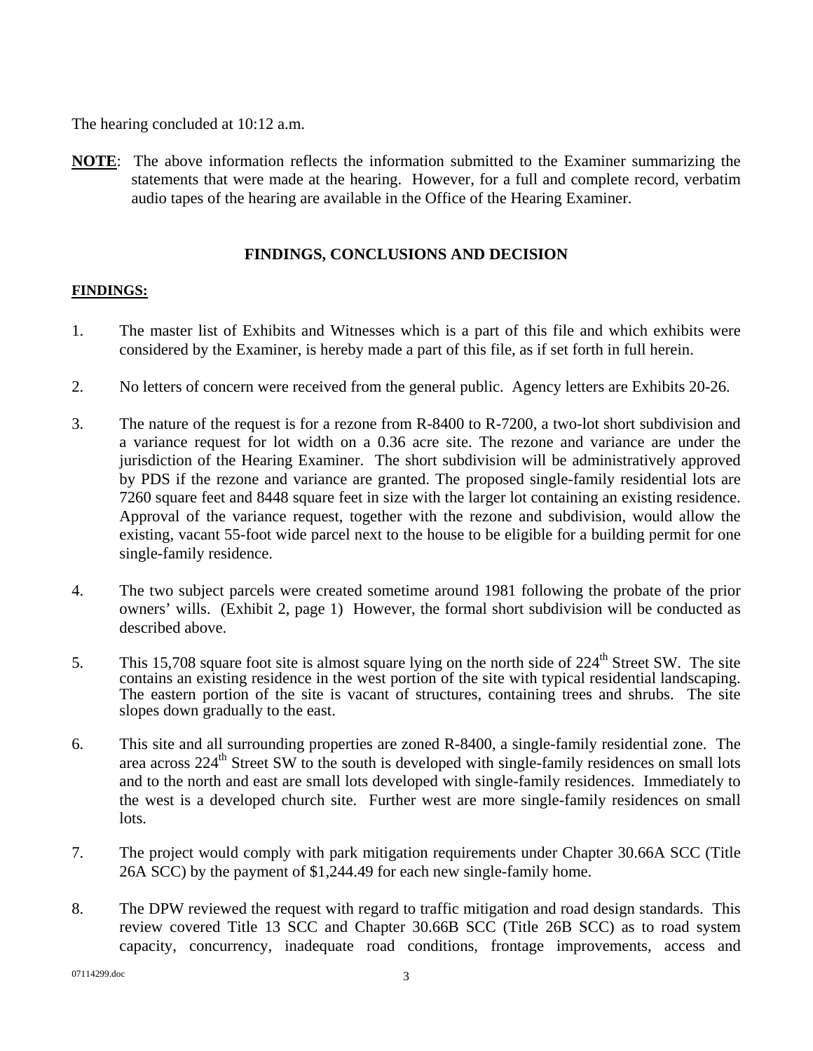The hearing concluded at 10:12 a.m.

**NOTE**: The above information reflects the information submitted to the Examiner summarizing the statements that were made at the hearing. However, for a full and complete record, verbatim audio tapes of the hearing are available in the Office of the Hearing Examiner.

## FINDINGS, CONCLUSIONS AND DECISION

**FINDINGS:**

1. The master list of Exhibits and Witnesses which is a part of this file and which exhibits were considered by the Examiner, is hereby made a part of this file, as if set forth in full herein.

2. No letters of concern were received from the general public. Agency letters are Exhibits 20-26.

3. The nature of the request is for a rezone from R-8400 to R-7200, a two-lot short subdivision and a variance request for lot width on a 0.36 acre site. The rezone and variance are under the jurisdiction of the Hearing Examiner. The short subdivision will be administratively approved by PDS if the rezone and variance are granted. The proposed single-family residential lots are 7260 square feet and 8448 square feet in size with the larger lot containing an existing residence. Approval of the variance request, together with the rezone and subdivision, would allow the existing, vacant 55-foot wide parcel next to the house to be eligible for a building permit for one single-family residence.

4. The two subject parcels were created sometime around 1981 following the probate of the prior owners' wills. (Exhibit 2, page 1) However, the formal short subdivision will be conducted as described above.

5. This 15,708 square foot site is almost square lying on the north side of 224th Street SW. The site contains an existing residence in the west portion of the site with typical residential landscaping. The eastern portion of the site is vacant of structures, containing trees and shrubs. The site slopes down gradually to the east.

6. This site and all surrounding properties are zoned R-8400, a single-family residential zone. The area across 224th Street SW to the south is developed with single-family residences on small lots and to the north and east are small lots developed with single-family residences. Immediately to the west is a developed church site. Further west are more single-family residences on small lots.

7. The project would comply with park mitigation requirements under Chapter 30.66A SCC (Title 26A SCC) by the payment of $1,244.49 for each new single-family home.

8. The DPW reviewed the request with regard to traffic mitigation and road design standards. This review covered Title 13 SCC and Chapter 30.66B SCC (Title 26B SCC) as to road system capacity, concurrency, inadequate road conditions, frontage improvements, access and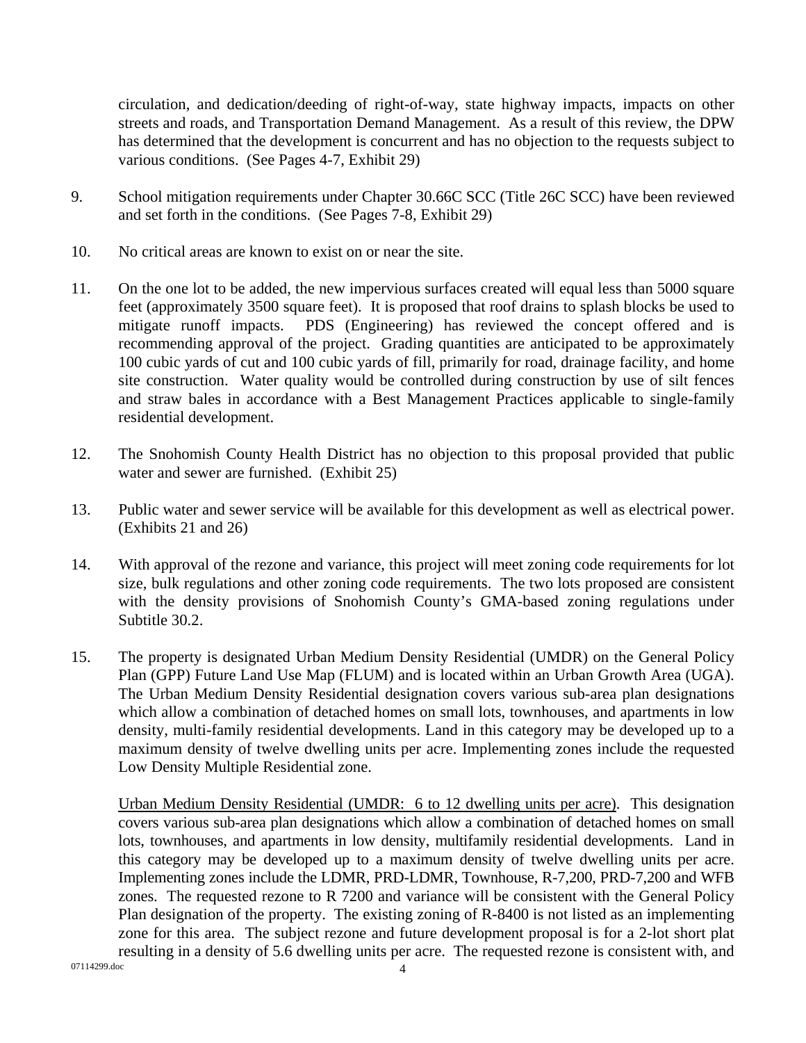circulation, and dedication/deeding of right-of-way, state highway impacts, impacts on other streets and roads, and Transportation Demand Management. As a result of this review, the DPW has determined that the development is concurrent and has no objection to the requests subject to various conditions. (See Pages 4-7, Exhibit 29)

9. School mitigation requirements under Chapter 30.66C SCC (Title 26C SCC) have been reviewed and set forth in the conditions. (See Pages 7-8, Exhibit 29)

10. No critical areas are known to exist on or near the site.

11. On the one lot to be added, the new impervious surfaces created will equal less than 5000 square feet (approximately 3500 square feet). It is proposed that roof drains to splash blocks be used to mitigate runoff impacts. PDS (Engineering) has reviewed the concept offered and is recommending approval of the project. Grading quantities are anticipated to be approximately 100 cubic yards of cut and 100 cubic yards of fill, primarily for road, drainage facility, and home site construction. Water quality would be controlled during construction by use of silt fences and straw bales in accordance with a Best Management Practices applicable to single-family residential development.

12. The Snohomish County Health District has no objection to this proposal provided that public water and sewer are furnished. (Exhibit 25)

13. Public water and sewer service will be available for this development as well as electrical power. (Exhibits 21 and 26)

14. With approval of the rezone and variance, this project will meet zoning code requirements for lot size, bulk regulations and other zoning code requirements. The two lots proposed are consistent with the density provisions of Snohomish County's GMA-based zoning regulations under Subtitle 30.2.

15. The property is designated Urban Medium Density Residential (UMDR) on the General Policy Plan (GPP) Future Land Use Map (FLUM) and is located within an Urban Growth Area (UGA). The Urban Medium Density Residential designation covers various sub-area plan designations which allow a combination of detached homes on small lots, townhouses, and apartments in low density, multi-family residential developments. Land in this category may be developed up to a maximum density of twelve dwelling units per acre. Implementing zones include the requested Low Density Multiple Residential zone.

    Urban Medium Density Residential (UMDR: 6 to 12 dwelling units per acre). This designation covers various sub-area plan designations which allow a combination of detached homes on small lots, townhouses, and apartments in low density, multifamily residential developments. Land in this category may be developed up to a maximum density of twelve dwelling units per acre. Implementing zones include the LDMR, PRD-LDMR, Townhouse, R-7,200, PRD-7,200 and WFB zones. The requested rezone to R 7200 and variance will be consistent with the General Policy Plan designation of the property. The existing zoning of R-8400 is not listed as an implementing zone for this area. The subject rezone and future development proposal is for a 2-lot short plat resulting in a density of 5.6 dwelling units per acre. The requested rezone is consistent with, and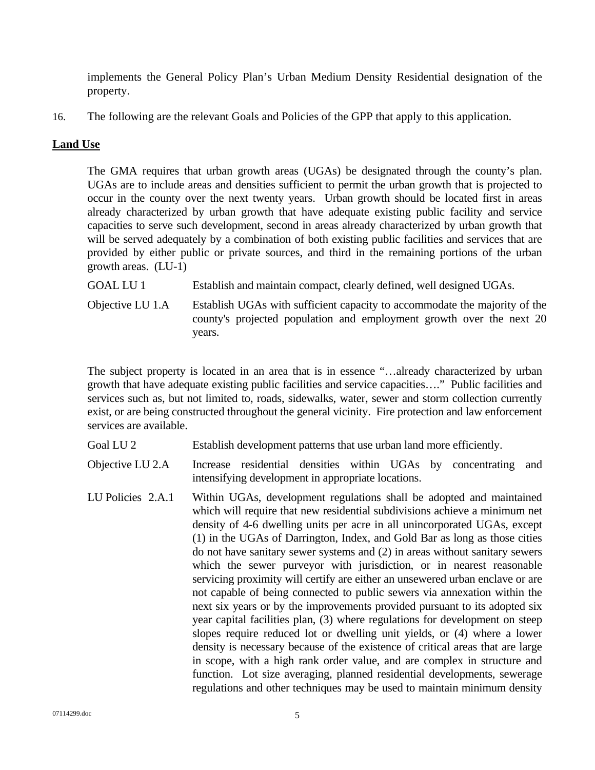implements the General Policy Plan's Urban Medium Density Residential designation of the property.

16. The following are the relevant Goals and Policies of the GPP that apply to this application.

**Land Use**

The GMA requires that urban growth areas (UGAs) be designated through the county's plan. UGAs are to include areas and densities sufficient to permit the urban growth that is projected to occur in the county over the next twenty years. Urban growth should be located first in areas already characterized by urban growth that have adequate existing public facility and service capacities to serve such development, second in areas already characterized by urban growth that will be served adequately by a combination of both existing public facilities and services that are provided by either public or private sources, and third in the remaining portions of the urban growth areas. (LU-1)

GOAL LU 1 — Establish and maintain compact, clearly defined, well designed UGAs.

Objective LU 1.A — Establish UGAs with sufficient capacity to accommodate the majority of the county's projected population and employment growth over the next 20 years.

The subject property is located in an area that is in essence "…already characterized by urban growth that have adequate existing public facilities and service capacities…." Public facilities and services such as, but not limited to, roads, sidewalks, water, sewer and storm collection currently exist, or are being constructed throughout the general vicinity. Fire protection and law enforcement services are available.

Goal LU 2 — Establish development patterns that use urban land more efficiently.

Objective LU 2.A — Increase residential densities within UGAs by concentrating and intensifying development in appropriate locations.

LU Policies 2.A.1 — Within UGAs, development regulations shall be adopted and maintained which will require that new residential subdivisions achieve a minimum net density of 4-6 dwelling units per acre in all unincorporated UGAs, except (1) in the UGAs of Darrington, Index, and Gold Bar as long as those cities do not have sanitary sewer systems and (2) in areas without sanitary sewers which the sewer purveyor with jurisdiction, or in nearest reasonable servicing proximity will certify are either an unsewered urban enclave or are not capable of being connected to public sewers via annexation within the next six years or by the improvements provided pursuant to its adopted six year capital facilities plan, (3) where regulations for development on steep slopes require reduced lot or dwelling unit yields, or (4) where a lower density is necessary because of the existence of critical areas that are large in scope, with a high rank order value, and are complex in structure and function. Lot size averaging, planned residential developments, sewerage regulations and other techniques may be used to maintain minimum density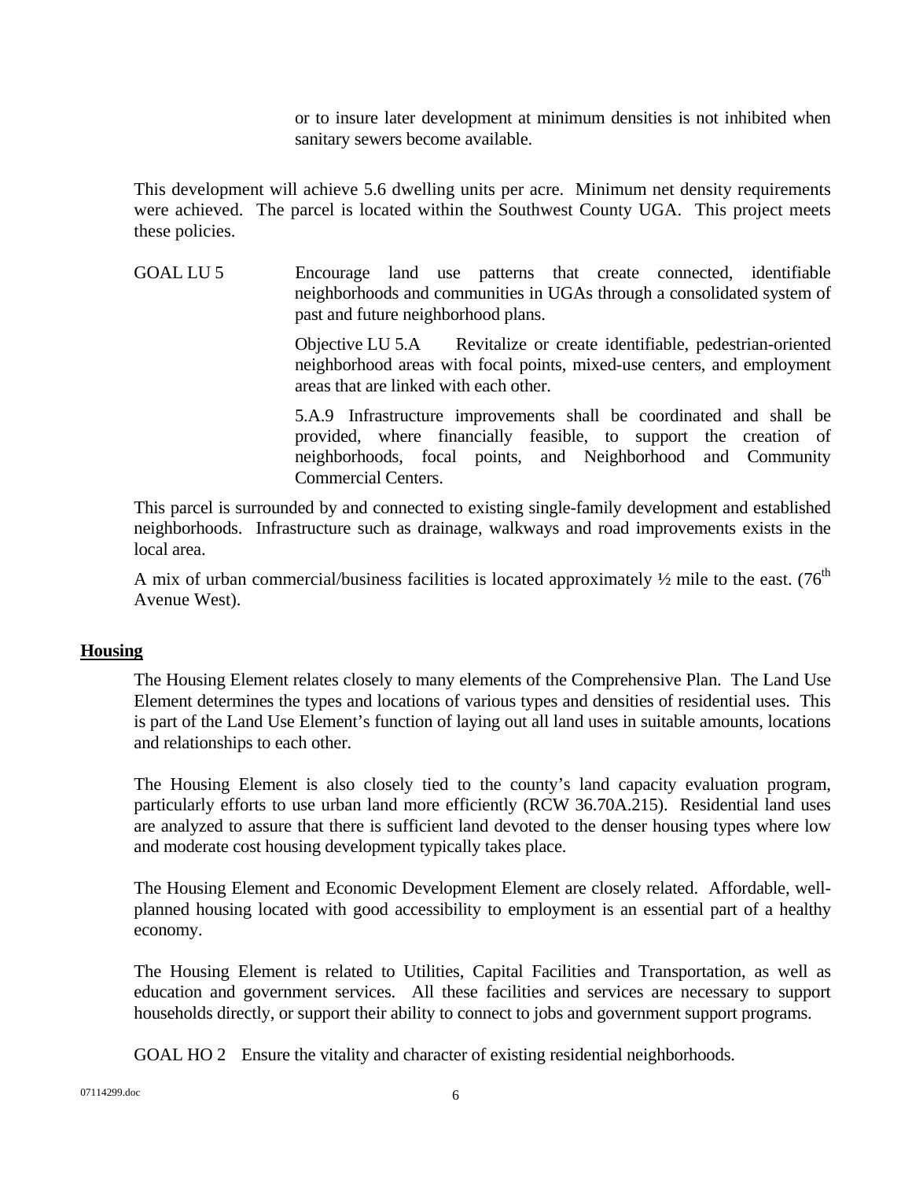or to insure later development at minimum densities is not inhibited when sanitary sewers become available.

This development will achieve 5.6 dwelling units per acre. Minimum net density requirements were achieved. The parcel is located within the Southwest County UGA. This project meets these policies.

GOAL LU 5 Encourage land use patterns that create connected, identifiable neighborhoods and communities in UGAs through a consolidated system of past and future neighborhood plans.

Objective LU 5.A Revitalize or create identifiable, pedestrian-oriented neighborhood areas with focal points, mixed-use centers, and employment areas that are linked with each other.

5.A.9 Infrastructure improvements shall be coordinated and shall be provided, where financially feasible, to support the creation of neighborhoods, focal points, and Neighborhood and Community Commercial Centers.

This parcel is surrounded by and connected to existing single-family development and established neighborhoods. Infrastructure such as drainage, walkways and road improvements exists in the local area.

A mix of urban commercial/business facilities is located approximately ½ mile to the east. (76th Avenue West).

## Housing

The Housing Element relates closely to many elements of the Comprehensive Plan. The Land Use Element determines the types and locations of various types and densities of residential uses. This is part of the Land Use Element's function of laying out all land uses in suitable amounts, locations and relationships to each other.

The Housing Element is also closely tied to the county's land capacity evaluation program, particularly efforts to use urban land more efficiently (RCW 36.70A.215). Residential land uses are analyzed to assure that there is sufficient land devoted to the denser housing types where low and moderate cost housing development typically takes place.

The Housing Element and Economic Development Element are closely related. Affordable, well-planned housing located with good accessibility to employment is an essential part of a healthy economy.

The Housing Element is related to Utilities, Capital Facilities and Transportation, as well as education and government services. All these facilities and services are necessary to support households directly, or support their ability to connect to jobs and government support programs.

GOAL HO 2 Ensure the vitality and character of existing residential neighborhoods.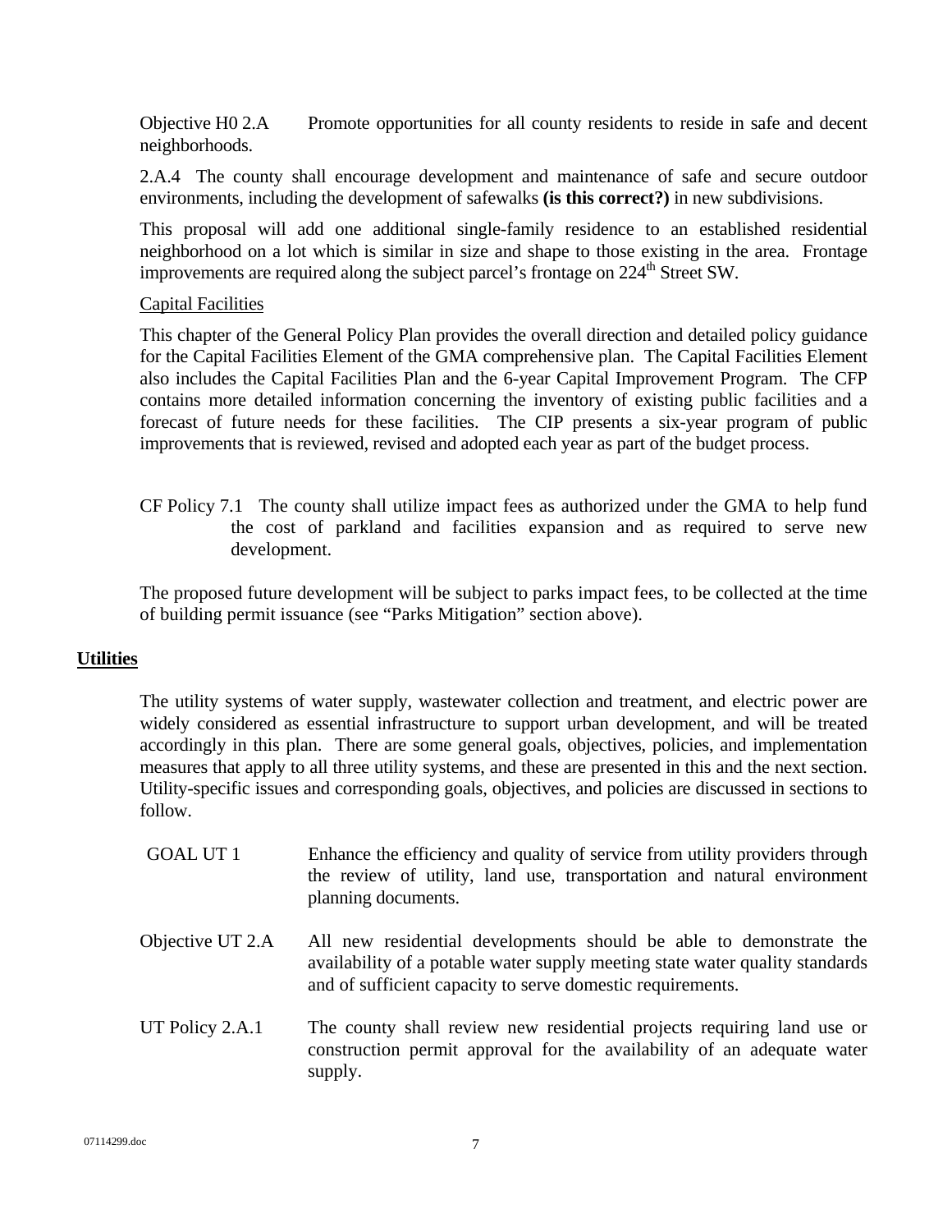Objective H0 2.A Promote opportunities for all county residents to reside in safe and decent neighborhoods.

2.A.4 The county shall encourage development and maintenance of safe and secure outdoor environments, including the development of safewalks **(is this correct?)** in new subdivisions.

This proposal will add one additional single-family residence to an established residential neighborhood on a lot which is similar in size and shape to those existing in the area. Frontage improvements are required along the subject parcel's frontage on 224th Street SW.

Capital Facilities

This chapter of the General Policy Plan provides the overall direction and detailed policy guidance for the Capital Facilities Element of the GMA comprehensive plan. The Capital Facilities Element also includes the Capital Facilities Plan and the 6-year Capital Improvement Program. The CFP contains more detailed information concerning the inventory of existing public facilities and a forecast of future needs for these facilities. The CIP presents a six-year program of public improvements that is reviewed, revised and adopted each year as part of the budget process.

CF Policy 7.1 The county shall utilize impact fees as authorized under the GMA to help fund the cost of parkland and facilities expansion and as required to serve new development.

The proposed future development will be subject to parks impact fees, to be collected at the time of building permit issuance (see "Parks Mitigation" section above).

## Utilities

The utility systems of water supply, wastewater collection and treatment, and electric power are widely considered as essential infrastructure to support urban development, and will be treated accordingly in this plan. There are some general goals, objectives, policies, and implementation measures that apply to all three utility systems, and these are presented in this and the next section. Utility-specific issues and corresponding goals, objectives, and policies are discussed in sections to follow.

GOAL UT 1 Enhance the efficiency and quality of service from utility providers through the review of utility, land use, transportation and natural environment planning documents.

Objective UT 2.A All new residential developments should be able to demonstrate the availability of a potable water supply meeting state water quality standards and of sufficient capacity to serve domestic requirements.

UT Policy 2.A.1 The county shall review new residential projects requiring land use or construction permit approval for the availability of an adequate water supply.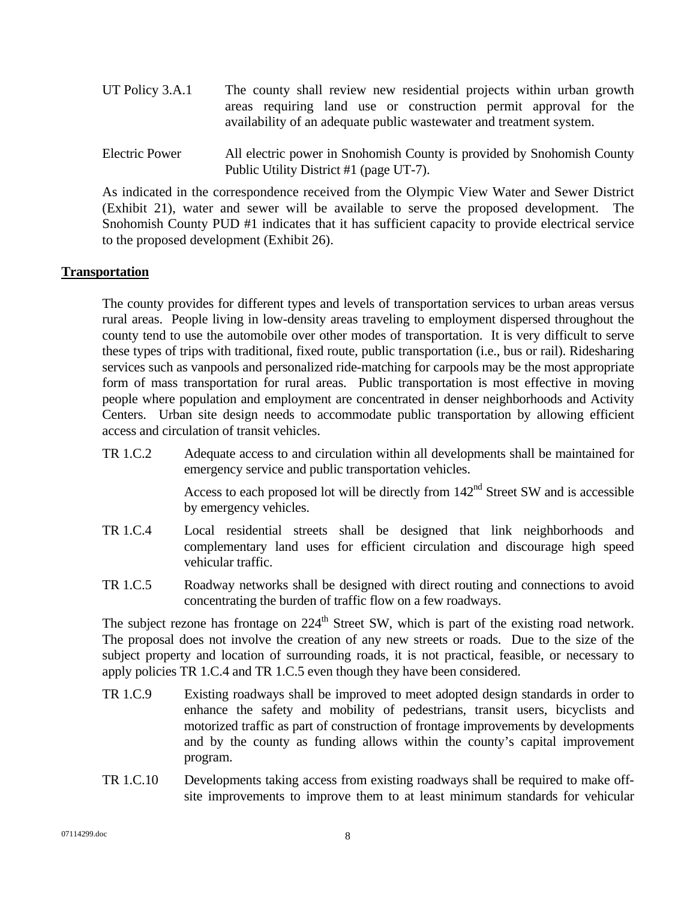UT Policy 3.A.1 The county shall review new residential projects within urban growth areas requiring land use or construction permit approval for the availability of an adequate public wastewater and treatment system.

Electric Power All electric power in Snohomish County is provided by Snohomish County Public Utility District #1 (page UT-7).

As indicated in the correspondence received from the Olympic View Water and Sewer District (Exhibit 21), water and sewer will be available to serve the proposed development. The Snohomish County PUD #1 indicates that it has sufficient capacity to provide electrical service to the proposed development (Exhibit 26).

## Transportation

The county provides for different types and levels of transportation services to urban areas versus rural areas. People living in low-density areas traveling to employment dispersed throughout the county tend to use the automobile over other modes of transportation. It is very difficult to serve these types of trips with traditional, fixed route, public transportation (i.e., bus or rail). Ridesharing services such as vanpools and personalized ride-matching for carpools may be the most appropriate form of mass transportation for rural areas. Public transportation is most effective in moving people where population and employment are concentrated in denser neighborhoods and Activity Centers. Urban site design needs to accommodate public transportation by allowing efficient access and circulation of transit vehicles.

TR 1.C.2 Adequate access to and circulation within all developments shall be maintained for emergency service and public transportation vehicles.

Access to each proposed lot will be directly from 142nd Street SW and is accessible by emergency vehicles.

TR 1.C.4 Local residential streets shall be designed that link neighborhoods and complementary land uses for efficient circulation and discourage high speed vehicular traffic.

TR 1.C.5 Roadway networks shall be designed with direct routing and connections to avoid concentrating the burden of traffic flow on a few roadways.

The subject rezone has frontage on 224th Street SW, which is part of the existing road network. The proposal does not involve the creation of any new streets or roads. Due to the size of the subject property and location of surrounding roads, it is not practical, feasible, or necessary to apply policies TR 1.C.4 and TR 1.C.5 even though they have been considered.

TR 1.C.9 Existing roadways shall be improved to meet adopted design standards in order to enhance the safety and mobility of pedestrians, transit users, bicyclists and motorized traffic as part of construction of frontage improvements by developments and by the county as funding allows within the county's capital improvement program.

TR 1.C.10 Developments taking access from existing roadways shall be required to make off-site improvements to improve them to at least minimum standards for vehicular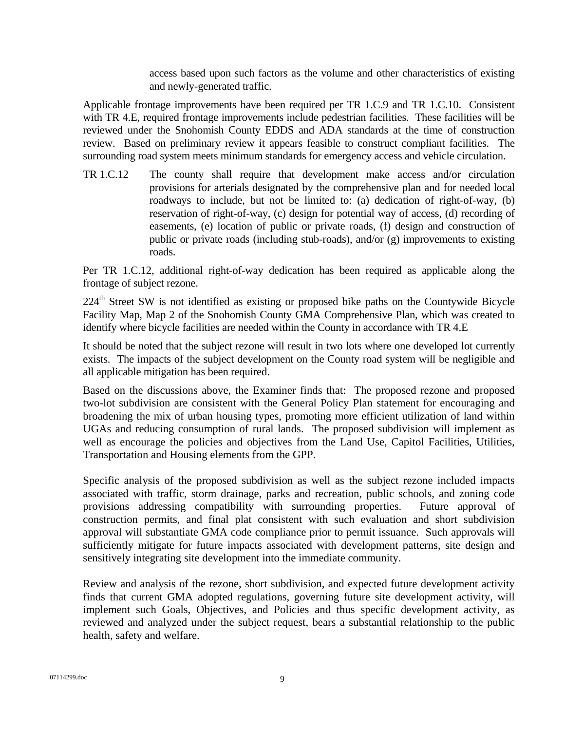access based upon such factors as the volume and other characteristics of existing and newly-generated traffic.

Applicable frontage improvements have been required per TR 1.C.9 and TR 1.C.10. Consistent with TR 4.E, required frontage improvements include pedestrian facilities. These facilities will be reviewed under the Snohomish County EDDS and ADA standards at the time of construction review. Based on preliminary review it appears feasible to construct compliant facilities. The surrounding road system meets minimum standards for emergency access and vehicle circulation.

TR 1.C.12 The county shall require that development make access and/or circulation provisions for arterials designated by the comprehensive plan and for needed local roadways to include, but not be limited to: (a) dedication of right-of-way, (b) reservation of right-of-way, (c) design for potential way of access, (d) recording of easements, (e) location of public or private roads, (f) design and construction of public or private roads (including stub-roads), and/or (g) improvements to existing roads.

Per TR 1.C.12, additional right-of-way dedication has been required as applicable along the frontage of subject rezone.

224th Street SW is not identified as existing or proposed bike paths on the Countywide Bicycle Facility Map, Map 2 of the Snohomish County GMA Comprehensive Plan, which was created to identify where bicycle facilities are needed within the County in accordance with TR 4.E

It should be noted that the subject rezone will result in two lots where one developed lot currently exists. The impacts of the subject development on the County road system will be negligible and all applicable mitigation has been required.

Based on the discussions above, the Examiner finds that: The proposed rezone and proposed two-lot subdivision are consistent with the General Policy Plan statement for encouraging and broadening the mix of urban housing types, promoting more efficient utilization of land within UGAs and reducing consumption of rural lands. The proposed subdivision will implement as well as encourage the policies and objectives from the Land Use, Capitol Facilities, Utilities, Transportation and Housing elements from the GPP.

Specific analysis of the proposed subdivision as well as the subject rezone included impacts associated with traffic, storm drainage, parks and recreation, public schools, and zoning code provisions addressing compatibility with surrounding properties. Future approval of construction permits, and final plat consistent with such evaluation and short subdivision approval will substantiate GMA code compliance prior to permit issuance. Such approvals will sufficiently mitigate for future impacts associated with development patterns, site design and sensitively integrating site development into the immediate community.

Review and analysis of the rezone, short subdivision, and expected future development activity finds that current GMA adopted regulations, governing future site development activity, will implement such Goals, Objectives, and Policies and thus specific development activity, as reviewed and analyzed under the subject request, bears a substantial relationship to the public health, safety and welfare.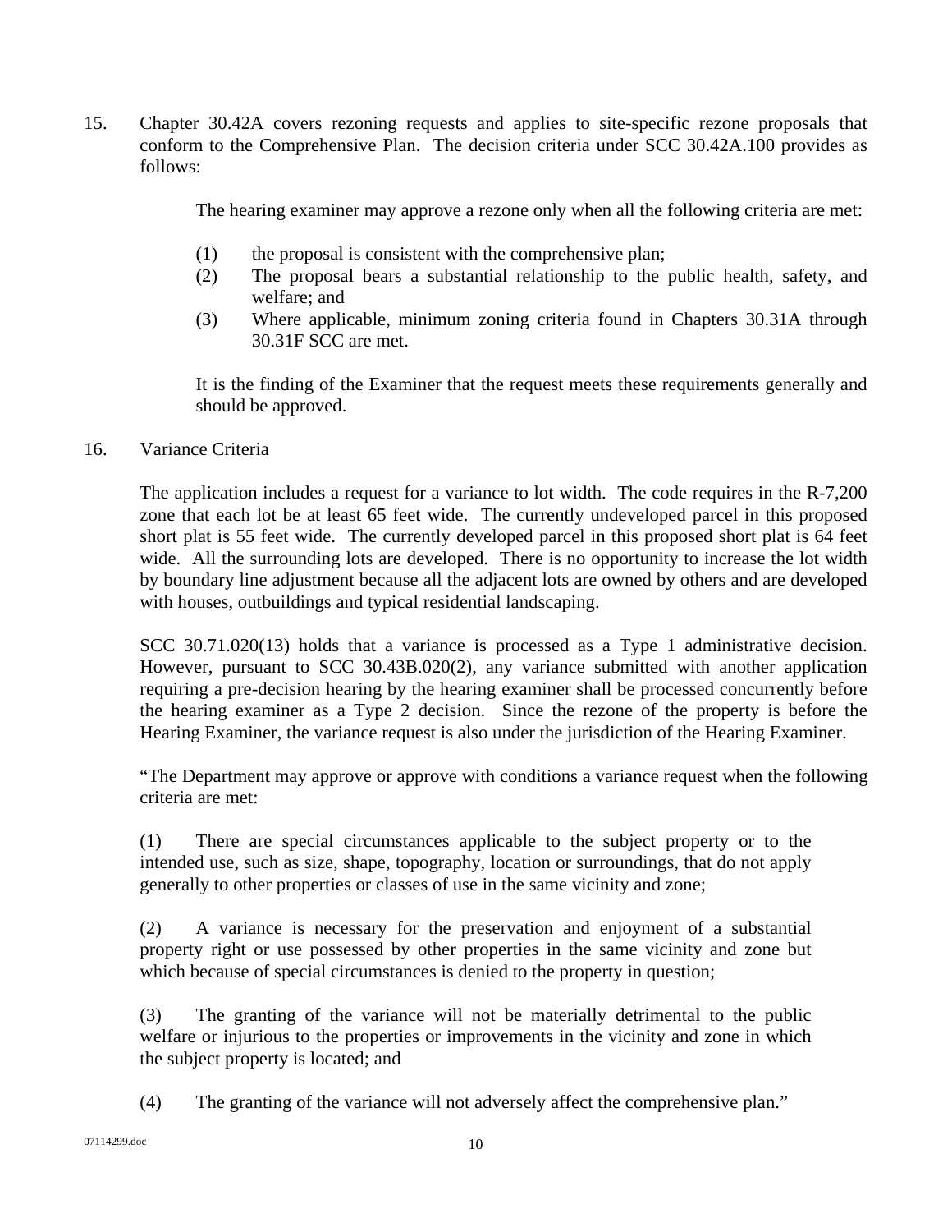15. Chapter 30.42A covers rezoning requests and applies to site-specific rezone proposals that conform to the Comprehensive Plan. The decision criteria under SCC 30.42A.100 provides as follows:

    The hearing examiner may approve a rezone only when all the following criteria are met:

    (1) the proposal is consistent with the comprehensive plan;
    (2) The proposal bears a substantial relationship to the public health, safety, and welfare; and
    (3) Where applicable, minimum zoning criteria found in Chapters 30.31A through 30.31F SCC are met.

    It is the finding of the Examiner that the request meets these requirements generally and should be approved.

16. Variance Criteria

    The application includes a request for a variance to lot width. The code requires in the R-7,200 zone that each lot be at least 65 feet wide. The currently undeveloped parcel in this proposed short plat is 55 feet wide. The currently developed parcel in this proposed short plat is 64 feet wide. All the surrounding lots are developed. There is no opportunity to increase the lot width by boundary line adjustment because all the adjacent lots are owned by others and are developed with houses, outbuildings and typical residential landscaping.

    SCC 30.71.020(13) holds that a variance is processed as a Type 1 administrative decision. However, pursuant to SCC 30.43B.020(2), any variance submitted with another application requiring a pre-decision hearing by the hearing examiner shall be processed concurrently before the hearing examiner as a Type 2 decision. Since the rezone of the property is before the Hearing Examiner, the variance request is also under the jurisdiction of the Hearing Examiner.

    "The Department may approve or approve with conditions a variance request when the following criteria are met:

    (1) There are special circumstances applicable to the subject property or to the intended use, such as size, shape, topography, location or surroundings, that do not apply generally to other properties or classes of use in the same vicinity and zone;

    (2) A variance is necessary for the preservation and enjoyment of a substantial property right or use possessed by other properties in the same vicinity and zone but which because of special circumstances is denied to the property in question;

    (3) The granting of the variance will not be materially detrimental to the public welfare or injurious to the properties or improvements in the vicinity and zone in which the subject property is located; and

    (4) The granting of the variance will not adversely affect the comprehensive plan."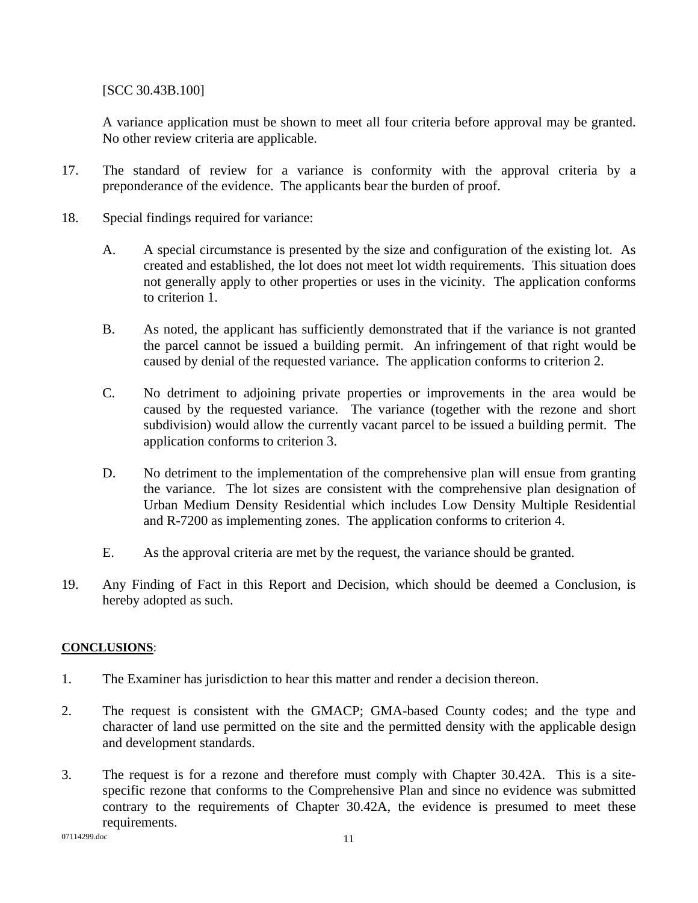[SCC 30.43B.100]

A variance application must be shown to meet all four criteria before approval may be granted. No other review criteria are applicable.

17. The standard of review for a variance is conformity with the approval criteria by a preponderance of the evidence. The applicants bear the burden of proof.

18. Special findings required for variance:

    A. A special circumstance is presented by the size and configuration of the existing lot. As created and established, the lot does not meet lot width requirements. This situation does not generally apply to other properties or uses in the vicinity. The application conforms to criterion 1.

    B. As noted, the applicant has sufficiently demonstrated that if the variance is not granted the parcel cannot be issued a building permit. An infringement of that right would be caused by denial of the requested variance. The application conforms to criterion 2.

    C. No detriment to adjoining private properties or improvements in the area would be caused by the requested variance. The variance (together with the rezone and short subdivision) would allow the currently vacant parcel to be issued a building permit. The application conforms to criterion 3.

    D. No detriment to the implementation of the comprehensive plan will ensue from granting the variance. The lot sizes are consistent with the comprehensive plan designation of Urban Medium Density Residential which includes Low Density Multiple Residential and R-7200 as implementing zones. The application conforms to criterion 4.

    E. As the approval criteria are met by the request, the variance should be granted.

19. Any Finding of Fact in this Report and Decision, which should be deemed a Conclusion, is hereby adopted as such.

**CONCLUSIONS**:

1. The Examiner has jurisdiction to hear this matter and render a decision thereon.

2. The request is consistent with the GMACP; GMA-based County codes; and the type and character of land use permitted on the site and the permitted density with the applicable design and development standards.

3. The request is for a rezone and therefore must comply with Chapter 30.42A. This is a site-specific rezone that conforms to the Comprehensive Plan and since no evidence was submitted contrary to the requirements of Chapter 30.42A, the evidence is presumed to meet these requirements.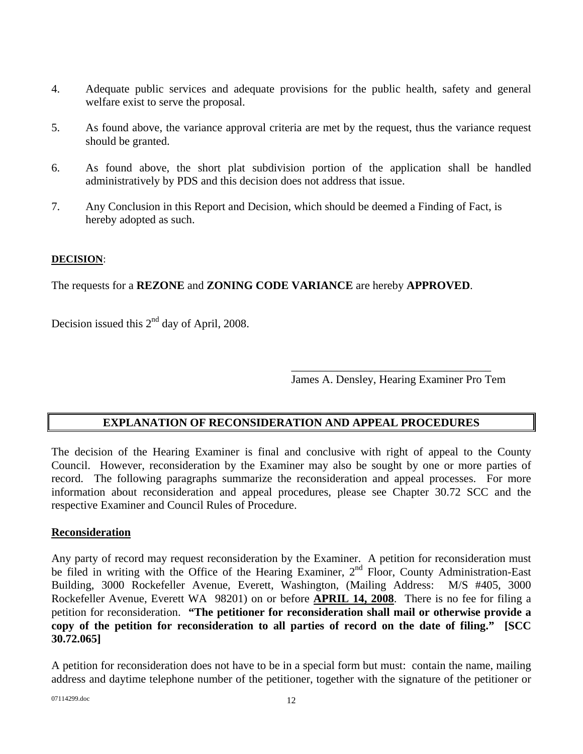4. Adequate public services and adequate provisions for the public health, safety and general welfare exist to serve the proposal.

5. As found above, the variance approval criteria are met by the request, thus the variance request should be granted.

6. As found above, the short plat subdivision portion of the application shall be handled administratively by PDS and this decision does not address that issue.

7. Any Conclusion in this Report and Decision, which should be deemed a Finding of Fact, is hereby adopted as such.

**DECISION**:

The requests for a **REZONE** and **ZONING CODE VARIANCE** are hereby **APPROVED**.

Decision issued this 2nd day of April, 2008.

\_\_\_\_\_\_\_\_\_\_\_\_\_\_\_\_\_\_\_\_\_\_\_\_\_\_\_\_\_\_\_\_\_\_\_\_
James A. Densley, Hearing Examiner Pro Tem

## EXPLANATION OF RECONSIDERATION AND APPEAL PROCEDURES

The decision of the Hearing Examiner is final and conclusive with right of appeal to the County Council. However, reconsideration by the Examiner may also be sought by one or more parties of record. The following paragraphs summarize the reconsideration and appeal processes. For more information about reconsideration and appeal procedures, please see Chapter 30.72 SCC and the respective Examiner and Council Rules of Procedure.

### Reconsideration

Any party of record may request reconsideration by the Examiner. A petition for reconsideration must be filed in writing with the Office of the Hearing Examiner, 2nd Floor, County Administration-East Building, 3000 Rockefeller Avenue, Everett, Washington, (Mailing Address: M/S #405, 3000 Rockefeller Avenue, Everett WA 98201) on or before **APRIL 14, 2008**. There is no fee for filing a petition for reconsideration. **"The petitioner for reconsideration shall mail or otherwise provide a copy of the petition for reconsideration to all parties of record on the date of filing." [SCC 30.72.065]**

A petition for reconsideration does not have to be in a special form but must: contain the name, mailing address and daytime telephone number of the petitioner, together with the signature of the petitioner or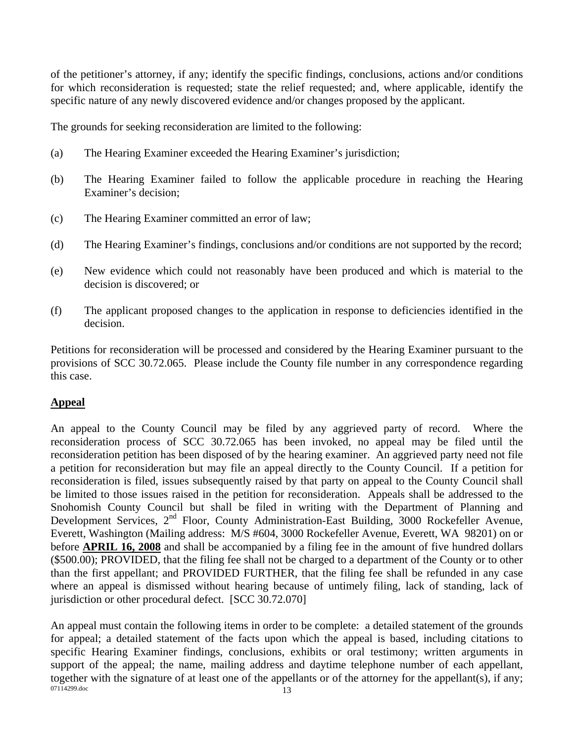of the petitioner's attorney, if any; identify the specific findings, conclusions, actions and/or conditions for which reconsideration is requested; state the relief requested; and, where applicable, identify the specific nature of any newly discovered evidence and/or changes proposed by the applicant.

The grounds for seeking reconsideration are limited to the following:

(a) The Hearing Examiner exceeded the Hearing Examiner's jurisdiction;

(b) The Hearing Examiner failed to follow the applicable procedure in reaching the Hearing Examiner's decision;

(c) The Hearing Examiner committed an error of law;

(d) The Hearing Examiner's findings, conclusions and/or conditions are not supported by the record;

(e) New evidence which could not reasonably have been produced and which is material to the decision is discovered; or

(f) The applicant proposed changes to the application in response to deficiencies identified in the decision.

Petitions for reconsideration will be processed and considered by the Hearing Examiner pursuant to the provisions of SCC 30.72.065. Please include the County file number in any correspondence regarding this case.

## Appeal

An appeal to the County Council may be filed by any aggrieved party of record. Where the reconsideration process of SCC 30.72.065 has been invoked, no appeal may be filed until the reconsideration petition has been disposed of by the hearing examiner. An aggrieved party need not file a petition for reconsideration but may file an appeal directly to the County Council. If a petition for reconsideration is filed, issues subsequently raised by that party on appeal to the County Council shall be limited to those issues raised in the petition for reconsideration. Appeals shall be addressed to the Snohomish County Council but shall be filed in writing with the Department of Planning and Development Services, 2nd Floor, County Administration-East Building, 3000 Rockefeller Avenue, Everett, Washington (Mailing address: M/S #604, 3000 Rockefeller Avenue, Everett, WA 98201) on or before **APRIL 16, 2008** and shall be accompanied by a filing fee in the amount of five hundred dollars ($500.00); PROVIDED, that the filing fee shall not be charged to a department of the County or to other than the first appellant; and PROVIDED FURTHER, that the filing fee shall be refunded in any case where an appeal is dismissed without hearing because of untimely filing, lack of standing, lack of jurisdiction or other procedural defect. [SCC 30.72.070]

An appeal must contain the following items in order to be complete: a detailed statement of the grounds for appeal; a detailed statement of the facts upon which the appeal is based, including citations to specific Hearing Examiner findings, conclusions, exhibits or oral testimony; written arguments in support of the appeal; the name, mailing address and daytime telephone number of each appellant, together with the signature of at least one of the appellants or of the attorney for the appellant(s), if any;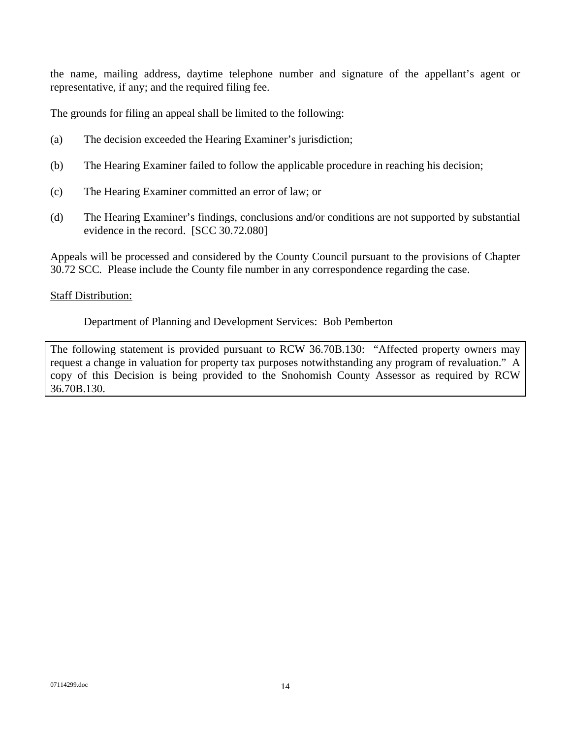the name, mailing address, daytime telephone number and signature of the appellant's agent or representative, if any; and the required filing fee.

The grounds for filing an appeal shall be limited to the following:

(a) The decision exceeded the Hearing Examiner's jurisdiction;

(b) The Hearing Examiner failed to follow the applicable procedure in reaching his decision;

(c) The Hearing Examiner committed an error of law; or

(d) The Hearing Examiner's findings, conclusions and/or conditions are not supported by substantial evidence in the record. [SCC 30.72.080]

Appeals will be processed and considered by the County Council pursuant to the provisions of Chapter 30.72 SCC. Please include the County file number in any correspondence regarding the case.

Staff Distribution:

Department of Planning and Development Services: Bob Pemberton

The following statement is provided pursuant to RCW 36.70B.130: "Affected property owners may request a change in valuation for property tax purposes notwithstanding any program of revaluation." A copy of this Decision is being provided to the Snohomish County Assessor as required by RCW 36.70B.130.

07114299.doc